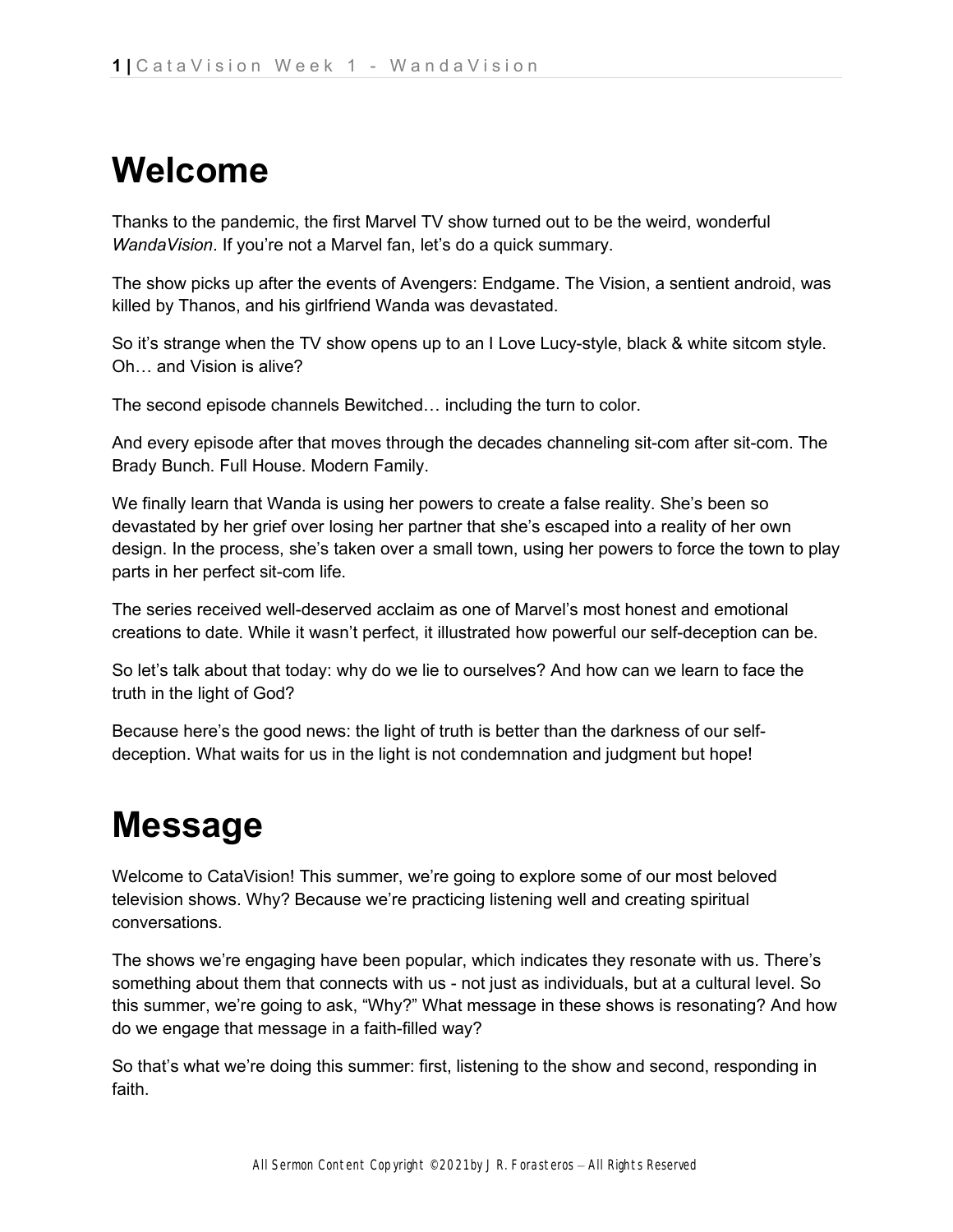# Welcome

Thanks to the pandemic, the first Marvel TV show turned out to be the weird, wonderful *WandaVision*. If you're not a Marvel fan, let's do a quick summary.

The show picks up after the events of Avengers: Endgame. The Vision, a sentient android, was killed by Thanos, and his girlfriend Wanda was devastated.

So it's strange when the TV show opens up to an I Love Lucy-style, black & white sitcom style. Oh… and Vision is alive?

The second episode channels Bewitched… including the turn to color.

And every episode after that moves through the decades channeling sit-com after sit-com. The Brady Bunch. Full House. Modern Family.

We finally learn that Wanda is using her powers to create a false reality. She's been so devastated by her grief over losing her partner that she's escaped into a reality of her own design. In the process, she's taken over a small town, using her powers to force the town to play parts in her perfect sit-com life.

The series received well-deserved acclaim as one of Marvel's most honest and emotional creations to date. While it wasn't perfect, it illustrated how powerful our self-deception can be.

So let's talk about that today: why do we lie to ourselves? And how can we learn to face the truth in the light of God?

Because here's the good news: the light of truth is better than the darkness of our self-deception. What waits for us in the light is not condemnation and judgment but hope!

# Message

Welcome to CataVision! This summer, we're going to explore some of our most beloved television shows. Why? Because we're practicing listening well and creating spiritual conversations.

The shows we're engaging have been popular, which indicates they resonate with us. There's something about them that connects with us - not just as individuals, but at a cultural level. So this summer, we're going to ask, "Why?" What message in these shows is resonating? And how do we engage that message in a faith-filled way?

So that's what we're doing this summer: first, listening to the show and second, responding in faith.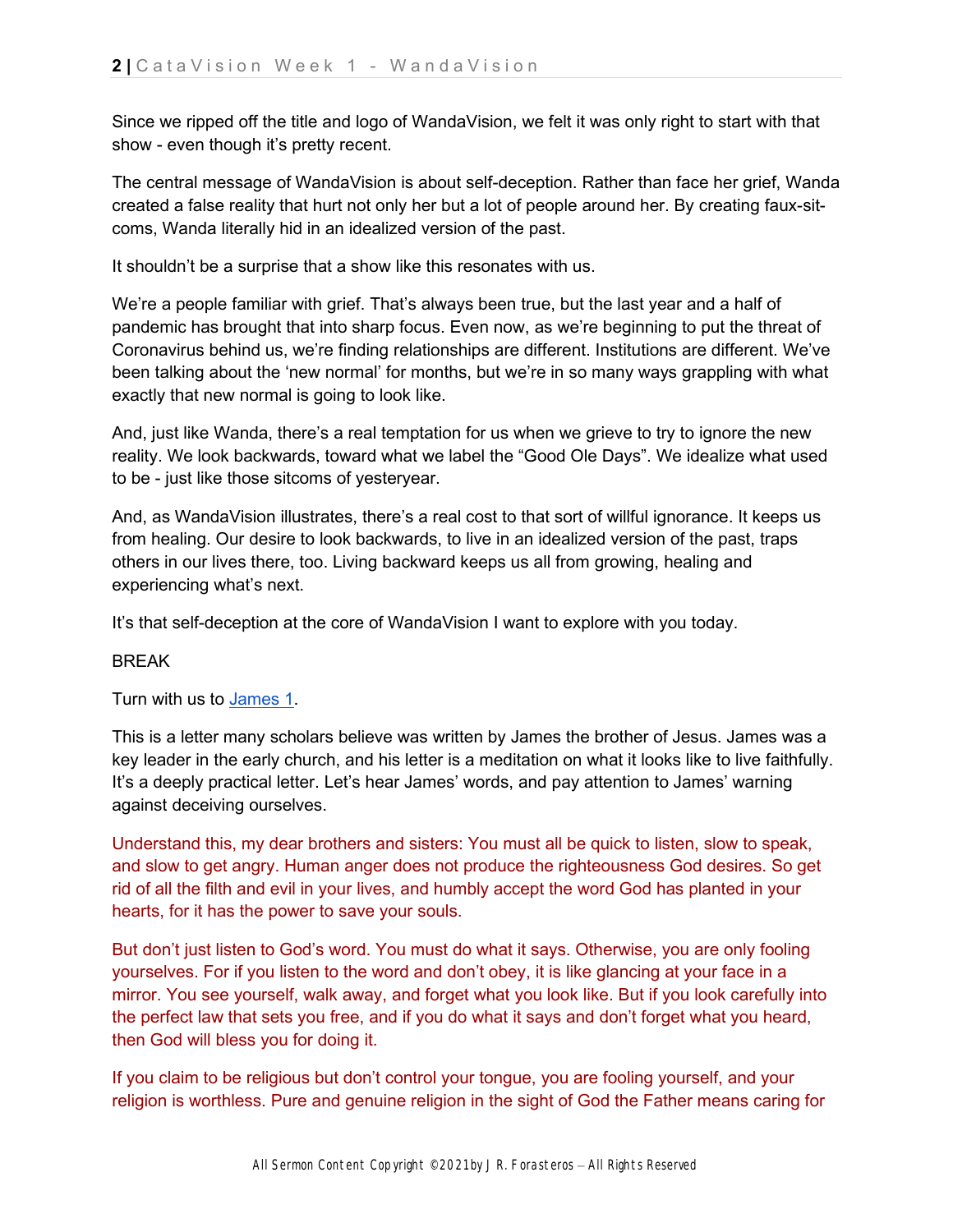Since we ripped off the title and logo of WandaVision, we felt it was only right to start with that show - even though it's pretty recent.

The central message of WandaVision is about self-deception. Rather than face her grief, Wanda created a false reality that hurt not only her but a lot of people around her. By creating faux-sit-coms, Wanda literally hid in an idealized version of the past.

It shouldn't be a surprise that a show like this resonates with us.

We're a people familiar with grief. That's always been true, but the last year and a half of pandemic has brought that into sharp focus. Even now, as we're beginning to put the threat of Coronavirus behind us, we're finding relationships are different. Institutions are different. We've been talking about the 'new normal' for months, but we're in so many ways grappling with what exactly that new normal is going to look like.

And, just like Wanda, there's a real temptation for us when we grieve to try to ignore the new reality. We look backwards, toward what we label the "Good Ole Days". We idealize what used to be - just like those sitcoms of yesteryear.

And, as WandaVision illustrates, there's a real cost to that sort of willful ignorance. It keeps us from healing. Our desire to look backwards, to live in an idealized version of the past, traps others in our lives there, too. Living backward keeps us all from growing, healing and experiencing what's next.

It's that self-deception at the core of WandaVision I want to explore with you today.

BREAK

Turn with us to [James 1].

This is a letter many scholars believe was written by James the brother of Jesus. James was a key leader in the early church, and his letter is a meditation on what it looks like to live faithfully. It's a deeply practical letter. Let's hear James' words, and pay attention to James' warning against deceiving ourselves.

Understand this, my dear brothers and sisters: You must all be quick to listen, slow to speak, and slow to get angry. Human anger does not produce the righteousness God desires. So get rid of all the filth and evil in your lives, and humbly accept the word God has planted in your hearts, for it has the power to save your souls.

But don't just listen to God's word. You must do what it says. Otherwise, you are only fooling yourselves. For if you listen to the word and don't obey, it is like glancing at your face in a mirror. You see yourself, walk away, and forget what you look like. But if you look carefully into the perfect law that sets you free, and if you do what it says and don't forget what you heard, then God will bless you for doing it.

If you claim to be religious but don't control your tongue, you are fooling yourself, and your religion is worthless. Pure and genuine religion in the sight of God the Father means caring for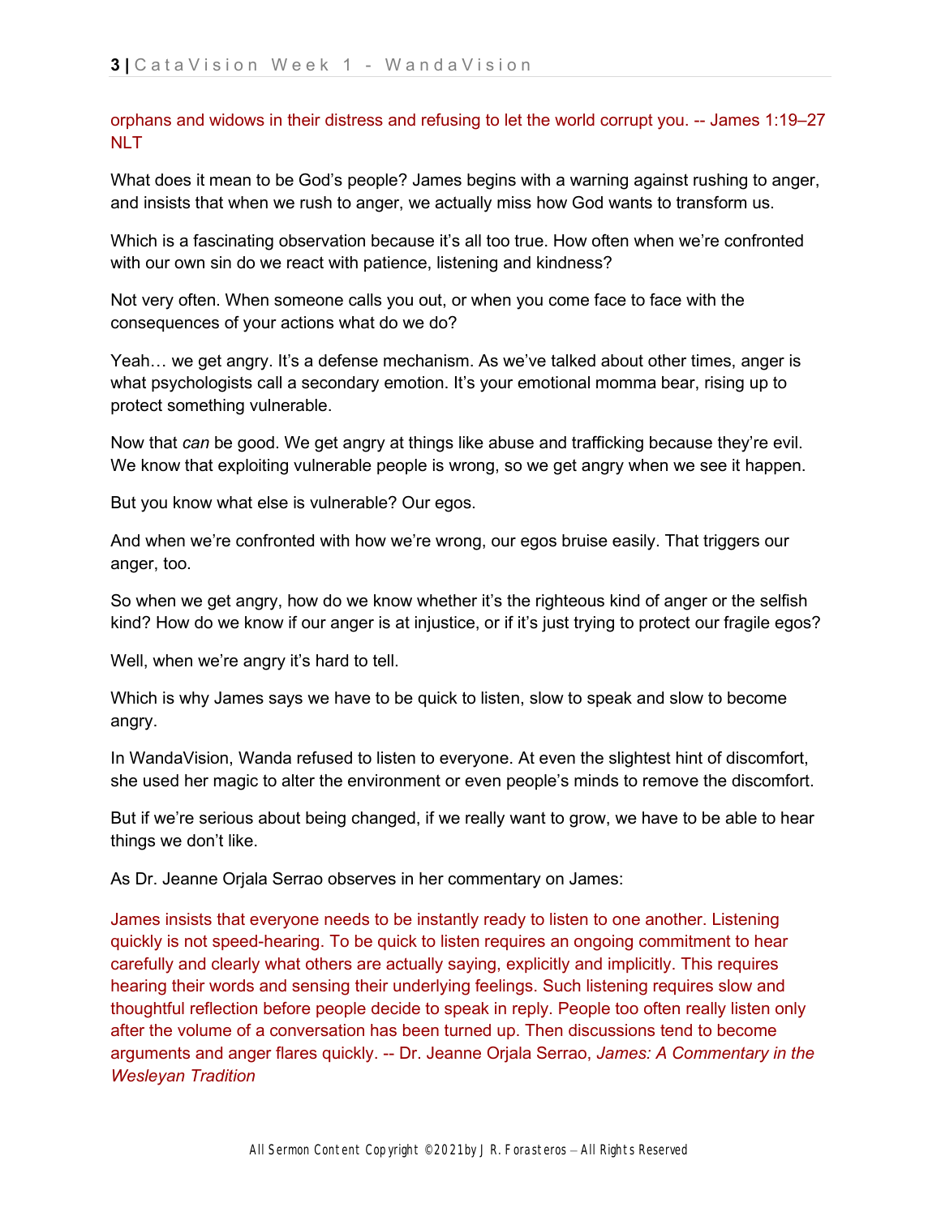orphans and widows in their distress and refusing to let the world corrupt you. -- James 1:19–27 NLT

What does it mean to be God's people? James begins with a warning against rushing to anger, and insists that when we rush to anger, we actually miss how God wants to transform us.

Which is a fascinating observation because it's all too true. How often when we're confronted with our own sin do we react with patience, listening and kindness?

Not very often. When someone calls you out, or when you come face to face with the consequences of your actions what do we do?

Yeah… we get angry. It's a defense mechanism. As we've talked about other times, anger is what psychologists call a secondary emotion. It's your emotional momma bear, rising up to protect something vulnerable.

Now that *can* be good. We get angry at things like abuse and trafficking because they're evil. We know that exploiting vulnerable people is wrong, so we get angry when we see it happen.

But you know what else is vulnerable? Our egos.

And when we're confronted with how we're wrong, our egos bruise easily. That triggers our anger, too.

So when we get angry, how do we know whether it's the righteous kind of anger or the selfish kind? How do we know if our anger is at injustice, or if it's just trying to protect our fragile egos?

Well, when we're angry it's hard to tell.

Which is why James says we have to be quick to listen, slow to speak and slow to become angry.

In WandaVision, Wanda refused to listen to everyone. At even the slightest hint of discomfort, she used her magic to alter the environment or even people's minds to remove the discomfort.

But if we're serious about being changed, if we really want to grow, we have to be able to hear things we don't like.

As Dr. Jeanne Orjala Serrao observes in her commentary on James:

James insists that everyone needs to be instantly ready to listen to one another. Listening quickly is not speed-hearing. To be quick to listen requires an ongoing commitment to hear carefully and clearly what others are actually saying, explicitly and implicitly. This requires hearing their words and sensing their underlying feelings. Such listening requires slow and thoughtful reflection before people decide to speak in reply. People too often really listen only after the volume of a conversation has been turned up. Then discussions tend to become arguments and anger flares quickly. -- Dr. Jeanne Orjala Serrao, *James: A Commentary in the Wesleyan Tradition*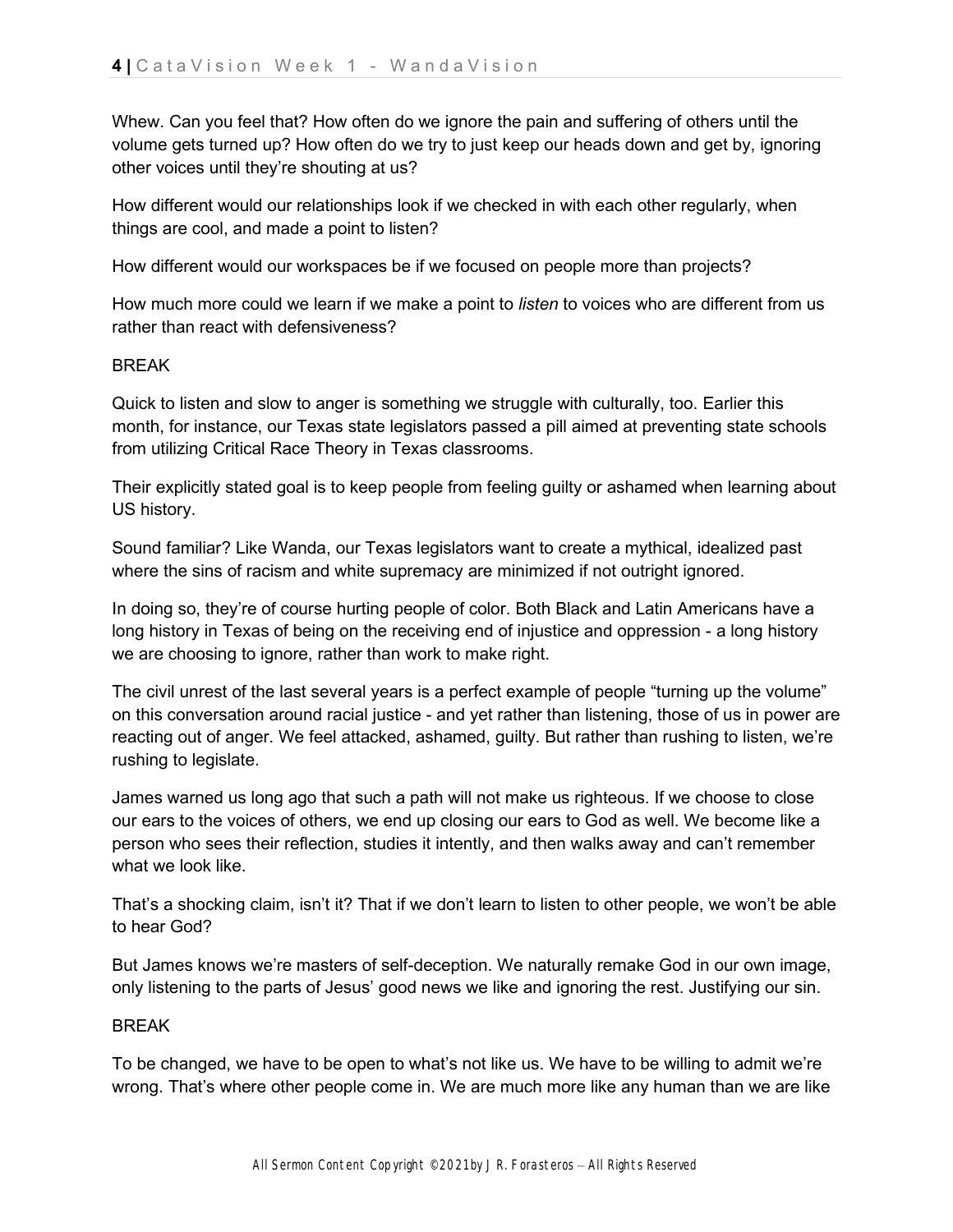Whew. Can you feel that? How often do we ignore the pain and suffering of others until the volume gets turned up? How often do we try to just keep our heads down and get by, ignoring other voices until they're shouting at us?

How different would our relationships look if we checked in with each other regularly, when things are cool, and made a point to listen?

How different would our workspaces be if we focused on people more than projects?

How much more could we learn if we make a point to *listen* to voices who are different from us rather than react with defensiveness?

BREAK

Quick to listen and slow to anger is something we struggle with culturally, too. Earlier this month, for instance, our Texas state legislators passed a pill aimed at preventing state schools from utilizing Critical Race Theory in Texas classrooms.

Their explicitly stated goal is to keep people from feeling guilty or ashamed when learning about US history.

Sound familiar? Like Wanda, our Texas legislators want to create a mythical, idealized past where the sins of racism and white supremacy are minimized if not outright ignored.

In doing so, they're of course hurting people of color. Both Black and Latin Americans have a long history in Texas of being on the receiving end of injustice and oppression - a long history we are choosing to ignore, rather than work to make right.

The civil unrest of the last several years is a perfect example of people "turning up the volume" on this conversation around racial justice - and yet rather than listening, those of us in power are reacting out of anger. We feel attacked, ashamed, guilty. But rather than rushing to listen, we're rushing to legislate.

James warned us long ago that such a path will not make us righteous. If we choose to close our ears to the voices of others, we end up closing our ears to God as well. We become like a person who sees their reflection, studies it intently, and then walks away and can't remember what we look like.

That's a shocking claim, isn't it? That if we don't learn to listen to other people, we won't be able to hear God?

But James knows we're masters of self-deception. We naturally remake God in our own image, only listening to the parts of Jesus' good news we like and ignoring the rest. Justifying our sin.

BREAK

To be changed, we have to be open to what's not like us. We have to be willing to admit we're wrong. That's where other people come in. We are much more like any human than we are like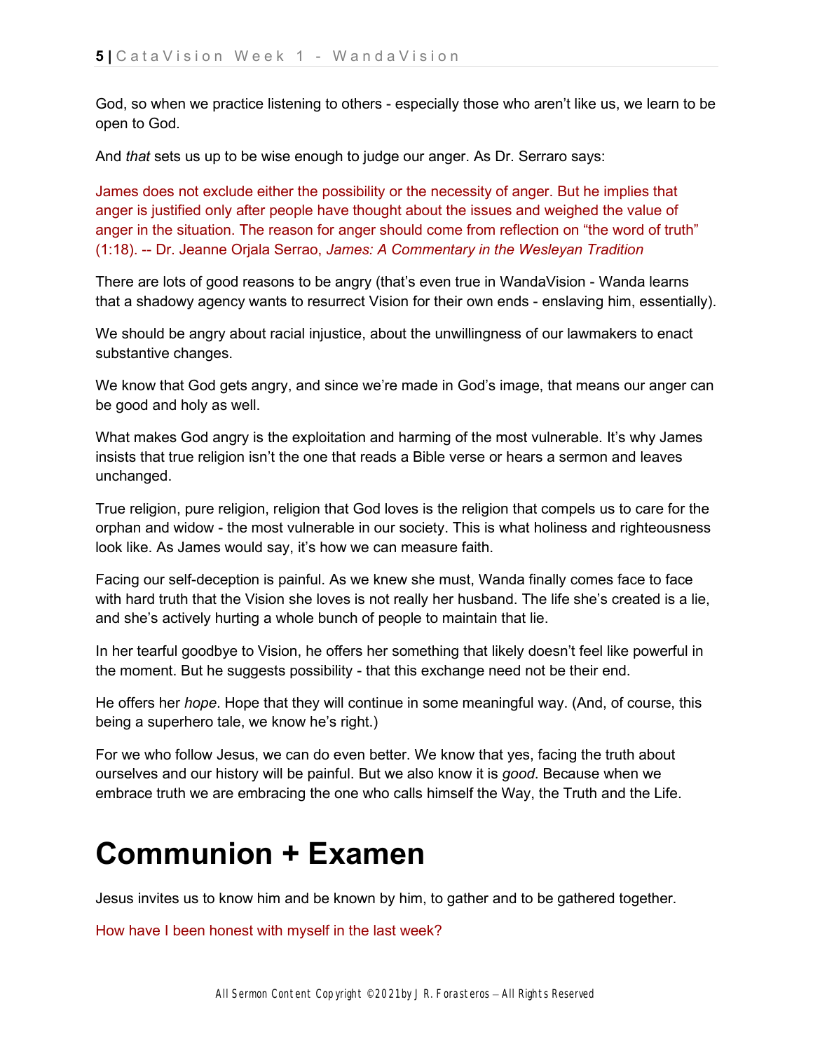God, so when we practice listening to others - especially those who aren't like us, we learn to be open to God.

And *that* sets us up to be wise enough to judge our anger. As Dr. Serraro says:

James does not exclude either the possibility or the necessity of anger. But he implies that anger is justified only after people have thought about the issues and weighed the value of anger in the situation. The reason for anger should come from reflection on "the word of truth" (1:18). -- Dr. Jeanne Orjala Serrao, *James: A Commentary in the Wesleyan Tradition*

There are lots of good reasons to be angry (that's even true in WandaVision - Wanda learns that a shadowy agency wants to resurrect Vision for their own ends - enslaving him, essentially).

We should be angry about racial injustice, about the unwillingness of our lawmakers to enact substantive changes.

We know that God gets angry, and since we're made in God's image, that means our anger can be good and holy as well.

What makes God angry is the exploitation and harming of the most vulnerable. It's why James insists that true religion isn't the one that reads a Bible verse or hears a sermon and leaves unchanged.

True religion, pure religion, religion that God loves is the religion that compels us to care for the orphan and widow - the most vulnerable in our society. This is what holiness and righteousness look like. As James would say, it's how we can measure faith.

Facing our self-deception is painful. As we knew she must, Wanda finally comes face to face with hard truth that the Vision she loves is not really her husband. The life she's created is a lie, and she's actively hurting a whole bunch of people to maintain that lie.

In her tearful goodbye to Vision, he offers her something that likely doesn't feel like powerful in the moment. But he suggests possibility - that this exchange need not be their end.

He offers her *hope*. Hope that they will continue in some meaningful way. (And, of course, this being a superhero tale, we know he's right.)

For we who follow Jesus, we can do even better. We know that yes, facing the truth about ourselves and our history will be painful. But we also know it is *good*. Because when we embrace truth we are embracing the one who calls himself the Way, the Truth and the Life.

# Communion + Examen

Jesus invites us to know him and be known by him, to gather and to be gathered together.

How have I been honest with myself in the last week?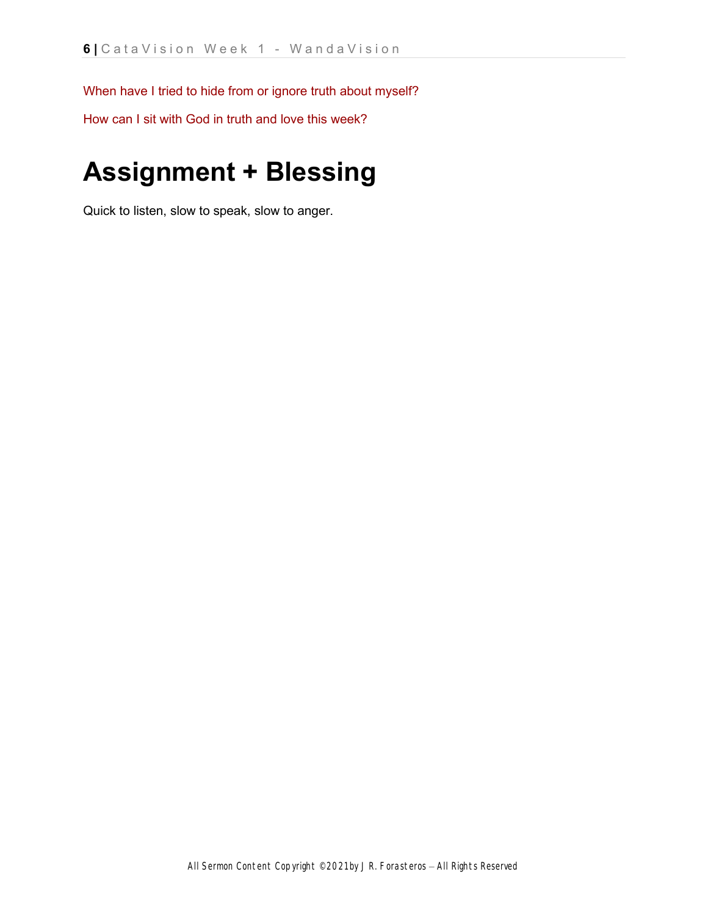When have I tried to hide from or ignore truth about myself?

How can I sit with God in truth and love this week?

# Assignment + Blessing

Quick to listen, slow to speak, slow to anger.